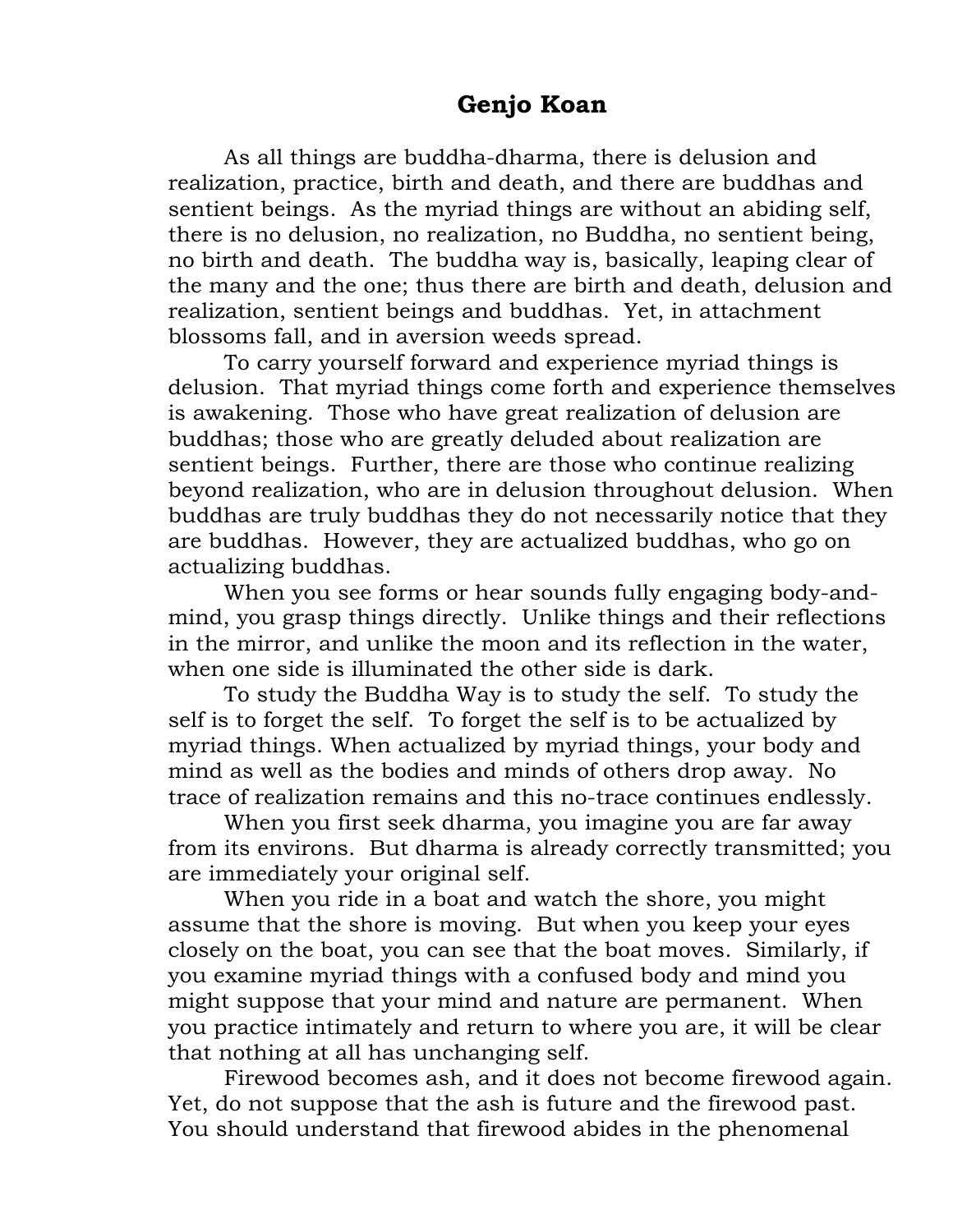# Genjo Koan

As all things are buddha-dharma, there is delusion and realization, practice, birth and death, and there are buddhas and sentient beings. As the myriad things are without an abiding self, there is no delusion, no realization, no Buddha, no sentient being, no birth and death. The buddha way is, basically, leaping clear of the many and the one; thus there are birth and death, delusion and realization, sentient beings and buddhas. Yet, in attachment blossoms fall, and in aversion weeds spread.

To carry yourself forward and experience myriad things is delusion. That myriad things come forth and experience themselves is awakening. Those who have great realization of delusion are buddhas; those who are greatly deluded about realization are sentient beings. Further, there are those who continue realizing beyond realization, who are in delusion throughout delusion. When buddhas are truly buddhas they do not necessarily notice that they are buddhas. However, they are actualized buddhas, who go on actualizing buddhas.

When you see forms or hear sounds fully engaging body-and-mind, you grasp things directly. Unlike things and their reflections in the mirror, and unlike the moon and its reflection in the water, when one side is illuminated the other side is dark.

To study the Buddha Way is to study the self. To study the self is to forget the self. To forget the self is to be actualized by myriad things. When actualized by myriad things, your body and mind as well as the bodies and minds of others drop away. No trace of realization remains and this no-trace continues endlessly.

When you first seek dharma, you imagine you are far away from its environs. But dharma is already correctly transmitted; you are immediately your original self.

When you ride in a boat and watch the shore, you might assume that the shore is moving. But when you keep your eyes closely on the boat, you can see that the boat moves. Similarly, if you examine myriad things with a confused body and mind you might suppose that your mind and nature are permanent. When you practice intimately and return to where you are, it will be clear that nothing at all has unchanging self.

Firewood becomes ash, and it does not become firewood again. Yet, do not suppose that the ash is future and the firewood past. You should understand that firewood abides in the phenomenal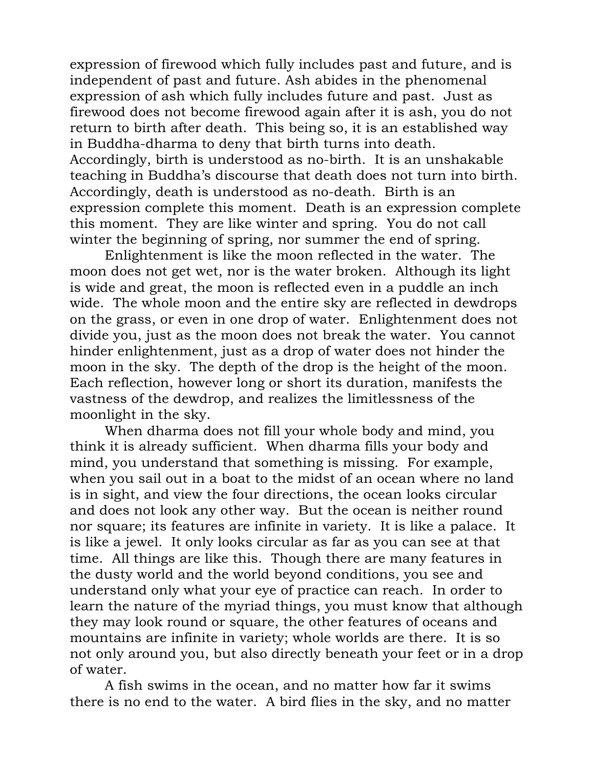expression of firewood which fully includes past and future, and is independent of past and future. Ash abides in the phenomenal expression of ash which fully includes future and past. Just as firewood does not become firewood again after it is ash, you do not return to birth after death. This being so, it is an established way in Buddha-dharma to deny that birth turns into death. Accordingly, birth is understood as no-birth. It is an unshakable teaching in Buddha's discourse that death does not turn into birth. Accordingly, death is understood as no-death. Birth is an expression complete this moment. Death is an expression complete this moment. They are like winter and spring. You do not call winter the beginning of spring, nor summer the end of spring.

Enlightenment is like the moon reflected in the water. The moon does not get wet, nor is the water broken. Although its light is wide and great, the moon is reflected even in a puddle an inch wide. The whole moon and the entire sky are reflected in dewdrops on the grass, or even in one drop of water. Enlightenment does not divide you, just as the moon does not break the water. You cannot hinder enlightenment, just as a drop of water does not hinder the moon in the sky. The depth of the drop is the height of the moon. Each reflection, however long or short its duration, manifests the vastness of the dewdrop, and realizes the limitlessness of the moonlight in the sky.

When dharma does not fill your whole body and mind, you think it is already sufficient. When dharma fills your body and mind, you understand that something is missing. For example, when you sail out in a boat to the midst of an ocean where no land is in sight, and view the four directions, the ocean looks circular and does not look any other way. But the ocean is neither round nor square; its features are infinite in variety. It is like a palace. It is like a jewel. It only looks circular as far as you can see at that time. All things are like this. Though there are many features in the dusty world and the world beyond conditions, you see and understand only what your eye of practice can reach. In order to learn the nature of the myriad things, you must know that although they may look round or square, the other features of oceans and mountains are infinite in variety; whole worlds are there. It is so not only around you, but also directly beneath your feet or in a drop of water.

A fish swims in the ocean, and no matter how far it swims there is no end to the water. A bird flies in the sky, and no matter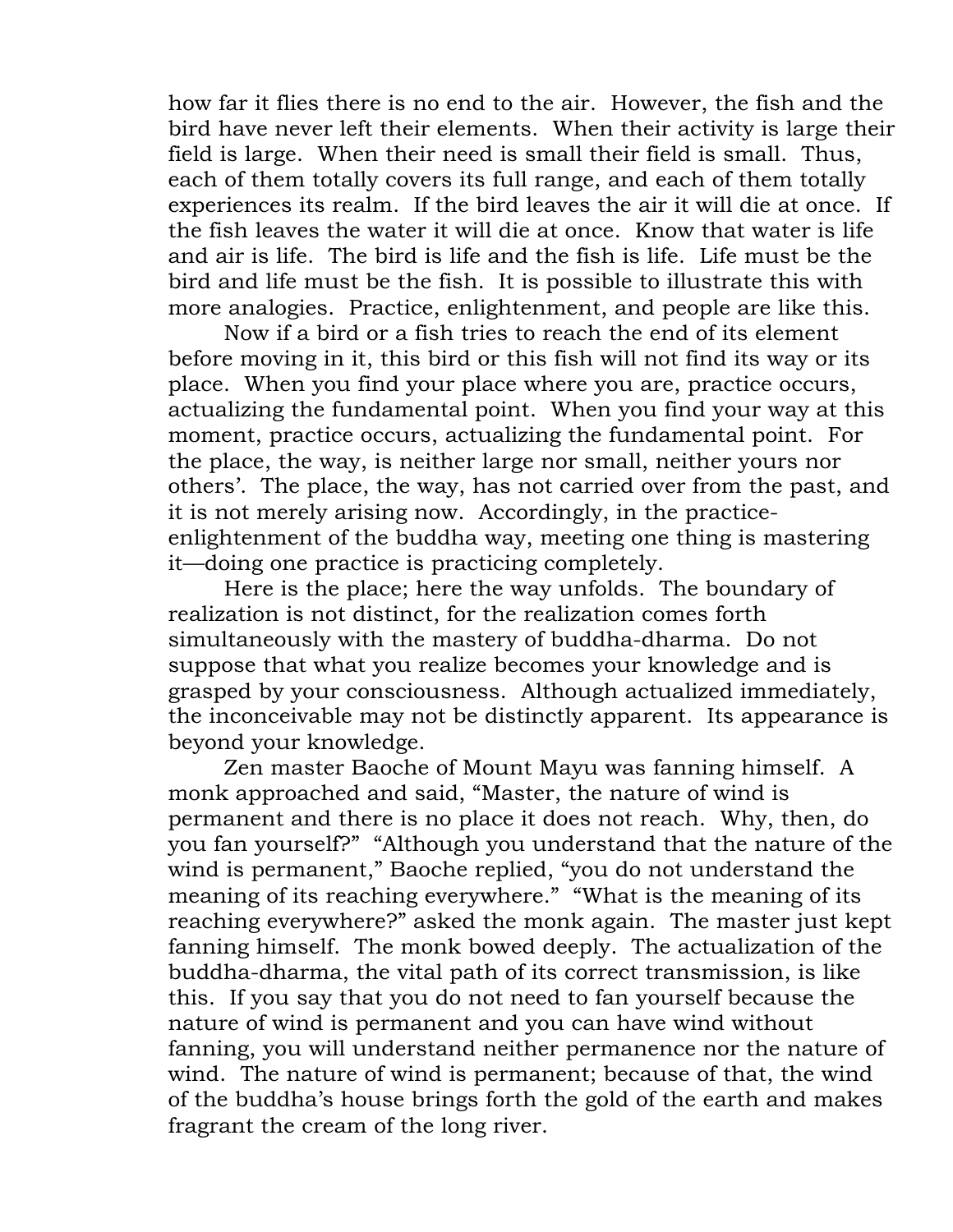how far it flies there is no end to the air. However, the fish and the bird have never left their elements. When their activity is large their field is large. When their need is small their field is small. Thus, each of them totally covers its full range, and each of them totally experiences its realm. If the bird leaves the air it will die at once. If the fish leaves the water it will die at once. Know that water is life and air is life. The bird is life and the fish is life. Life must be the bird and life must be the fish. It is possible to illustrate this with more analogies. Practice, enlightenment, and people are like this.

Now if a bird or a fish tries to reach the end of its element before moving in it, this bird or this fish will not find its way or its place. When you find your place where you are, practice occurs, actualizing the fundamental point. When you find your way at this moment, practice occurs, actualizing the fundamental point. For the place, the way, is neither large nor small, neither yours nor others'. The place, the way, has not carried over from the past, and it is not merely arising now. Accordingly, in the practice-enlightenment of the buddha way, meeting one thing is mastering it—doing one practice is practicing completely.

Here is the place; here the way unfolds. The boundary of realization is not distinct, for the realization comes forth simultaneously with the mastery of buddha-dharma. Do not suppose that what you realize becomes your knowledge and is grasped by your consciousness. Although actualized immediately, the inconceivable may not be distinctly apparent. Its appearance is beyond your knowledge.

Zen master Baoche of Mount Mayu was fanning himself. A monk approached and said, "Master, the nature of wind is permanent and there is no place it does not reach. Why, then, do you fan yourself?" "Although you understand that the nature of the wind is permanent," Baoche replied, "you do not understand the meaning of its reaching everywhere." "What is the meaning of its reaching everywhere?" asked the monk again. The master just kept fanning himself. The monk bowed deeply. The actualization of the buddha-dharma, the vital path of its correct transmission, is like this. If you say that you do not need to fan yourself because the nature of wind is permanent and you can have wind without fanning, you will understand neither permanence nor the nature of wind. The nature of wind is permanent; because of that, the wind of the buddha's house brings forth the gold of the earth and makes fragrant the cream of the long river.